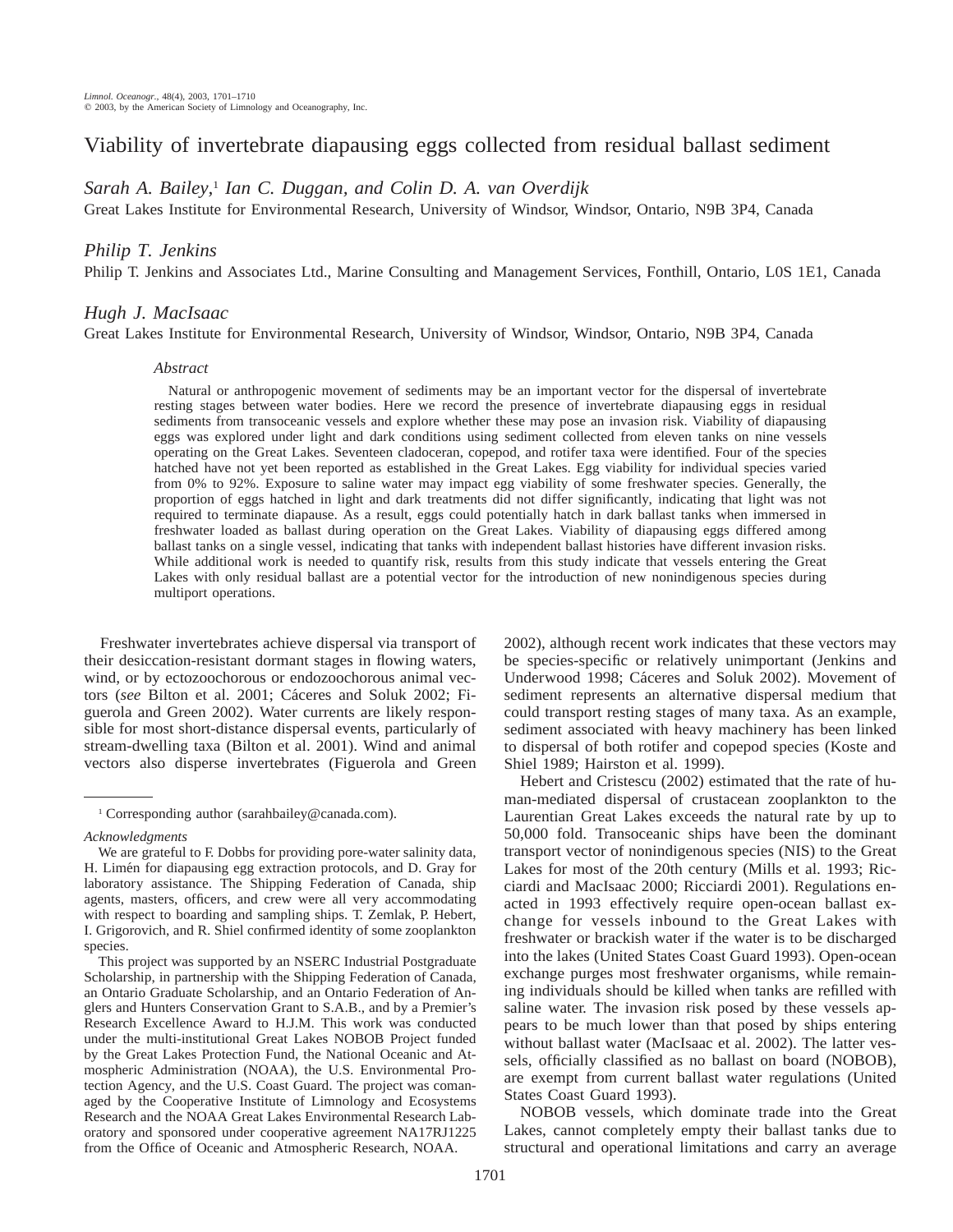# Viability of invertebrate diapausing eggs collected from residual ballast sediment

*Sarah A. Bailey,*[1] *Ian C. Duggan, and Colin D. A. van Overdijk*
Great Lakes Institute for Environmental Research, University of Windsor, Windsor, Ontario, N9B 3P4, Canada

*Philip T. Jenkins*
Philip T. Jenkins and Associates Ltd., Marine Consulting and Management Services, Fonthill, Ontario, L0S 1E1, Canada

*Hugh J. MacIsaac*
Great Lakes Institute for Environmental Research, University of Windsor, Windsor, Ontario, N9B 3P4, Canada

## Abstract

Natural or anthropogenic movement of sediments may be an important vector for the dispersal of invertebrate resting stages between water bodies. Here we record the presence of invertebrate diapausing eggs in residual sediments from transoceanic vessels and explore whether these may pose an invasion risk. Viability of diapausing eggs was explored under light and dark conditions using sediment collected from eleven tanks on nine vessels operating on the Great Lakes. Seventeen cladoceran, copepod, and rotifer taxa were identified. Four of the species hatched have not yet been reported as established in the Great Lakes. Egg viability for individual species varied from 0% to 92%. Exposure to saline water may impact egg viability of some freshwater species. Generally, the proportion of eggs hatched in light and dark treatments did not differ significantly, indicating that light was not required to terminate diapause. As a result, eggs could potentially hatch in dark ballast tanks when immersed in freshwater loaded as ballast during operation on the Great Lakes. Viability of diapausing eggs differed among ballast tanks on a single vessel, indicating that tanks with independent ballast histories have different invasion risks. While additional work is needed to quantify risk, results from this study indicate that vessels entering the Great Lakes with only residual ballast are a potential vector for the introduction of new nonindigenous species during multiport operations.

Freshwater invertebrates achieve dispersal via transport of their desiccation-resistant dormant stages in flowing waters, wind, or by ectozoochorous or endozoochorous animal vectors (*see* Bilton et al. 2001; Cáceres and Soluk 2002; Figuerola and Green 2002). Water currents are likely responsible for most short-distance dispersal events, particularly of stream-dwelling taxa (Bilton et al. 2001). Wind and animal vectors also disperse invertebrates (Figuerola and Green 2002), although recent work indicates that these vectors may be species-specific or relatively unimportant (Jenkins and Underwood 1998; Cáceres and Soluk 2002). Movement of sediment represents an alternative dispersal medium that could transport resting stages of many taxa. As an example, sediment associated with heavy machinery has been linked to dispersal of both rotifer and copepod species (Koste and Shiel 1989; Hairston et al. 1999).

Hebert and Cristescu (2002) estimated that the rate of human-mediated dispersal of crustacean zooplankton to the Laurentian Great Lakes exceeds the natural rate by up to 50,000 fold. Transoceanic ships have been the dominant transport vector of nonindigenous species (NIS) to the Great Lakes for most of the 20th century (Mills et al. 1993; Ricciardi and MacIsaac 2000; Ricciardi 2001). Regulations enacted in 1993 effectively require open-ocean ballast exchange for vessels inbound to the Great Lakes with freshwater or brackish water if the water is to be discharged into the lakes (United States Coast Guard 1993). Open-ocean exchange purges most freshwater organisms, while remaining individuals should be killed when tanks are refilled with saline water. The invasion risk posed by these vessels appears to be much lower than that posed by ships entering without ballast water (MacIsaac et al. 2002). The latter vessels, officially classified as no ballast on board (NOBOB), are exempt from current ballast water regulations (United States Coast Guard 1993).

NOBOB vessels, which dominate trade into the Great Lakes, cannot completely empty their ballast tanks due to structural and operational limitations and carry an average

---

[1] Corresponding author (sarahbailey@canada.com).

*Acknowledgments*

We are grateful to F. Dobbs for providing pore-water salinity data, H. Limén for diapausing egg extraction protocols, and D. Gray for laboratory assistance. The Shipping Federation of Canada, ship agents, masters, officers, and crew were all very accommodating with respect to boarding and sampling ships. T. Zemlak, P. Hebert, I. Grigorovich, and R. Shiel confirmed identity of some zooplankton species.

This project was supported by an NSERC Industrial Postgraduate Scholarship, in partnership with the Shipping Federation of Canada, an Ontario Graduate Scholarship, and an Ontario Federation of Anglers and Hunters Conservation Grant to S.A.B., and by a Premier's Research Excellence Award to H.J.M. This work was conducted under the multi-institutional Great Lakes NOBOB Project funded by the Great Lakes Protection Fund, the National Oceanic and Atmospheric Administration (NOAA), the U.S. Environmental Protection Agency, and the U.S. Coast Guard. The project was comanaged by the Cooperative Institute of Limnology and Ecosystems Research and the NOAA Great Lakes Environmental Research Laboratory and sponsored under cooperative agreement NA17RJ1225 from the Office of Oceanic and Atmospheric Research, NOAA.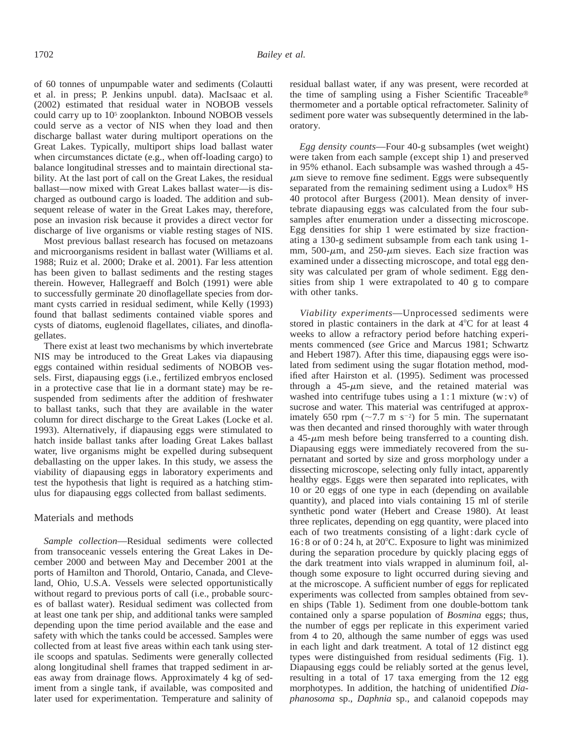of 60 tonnes of unpumpable water and sediments (Colautti et al. in press; P. Jenkins unpubl. data). MacIsaac et al. (2002) estimated that residual water in NOBOB vessels could carry up to $10^5$ zooplankton. Inbound NOBOB vessels could serve as a vector of NIS when they load and then discharge ballast water during multiport operations on the Great Lakes. Typically, multiport ships load ballast water when circumstances dictate (e.g., when off-loading cargo) to balance longitudinal stresses and to maintain directional stability. At the last port of call on the Great Lakes, the residual ballast—now mixed with Great Lakes ballast water—is discharged as outbound cargo is loaded. The addition and subsequent release of water in the Great Lakes may, therefore, pose an invasion risk because it provides a direct vector for discharge of live organisms or viable resting stages of NIS.

Most previous ballast research has focused on metazoans and microorganisms resident in ballast water (Williams et al. 1988; Ruiz et al. 2000; Drake et al. 2001). Far less attention has been given to ballast sediments and the resting stages therein. However, Hallegraeff and Bolch (1991) were able to successfully germinate 20 dinoflagellate species from dormant cysts carried in residual sediment, while Kelly (1993) found that ballast sediments contained viable spores and cysts of diatoms, euglenoid flagellates, ciliates, and dinoflagellates.

There exist at least two mechanisms by which invertebrate NIS may be introduced to the Great Lakes via diapausing eggs contained within residual sediments of NOBOB vessels. First, diapausing eggs (i.e., fertilized embryos enclosed in a protective case that lie in a dormant state) may be resuspended from sediments after the addition of freshwater to ballast tanks, such that they are available in the water column for direct discharge to the Great Lakes (Locke et al. 1993). Alternatively, if diapausing eggs were stimulated to hatch inside ballast tanks after loading Great Lakes ballast water, live organisms might be expelled during subsequent deballasting on the upper lakes. In this study, we assess the viability of diapausing eggs in laboratory experiments and test the hypothesis that light is required as a hatching stimulus for diapausing eggs collected from ballast sediments.

## Materials and methods

*Sample collection*—Residual sediments were collected from transoceanic vessels entering the Great Lakes in December 2000 and between May and December 2001 at the ports of Hamilton and Thorold, Ontario, Canada, and Cleveland, Ohio, U.S.A. Vessels were selected opportunistically without regard to previous ports of call (i.e., probable sources of ballast water). Residual sediment was collected from at least one tank per ship, and additional tanks were sampled depending upon the time period available and the ease and safety with which the tanks could be accessed. Samples were collected from at least five areas within each tank using sterile scoops and spatulas. Sediments were generally collected along longitudinal shell frames that trapped sediment in areas away from drainage flows. Approximately 4 kg of sediment from a single tank, if available, was composited and later used for experimentation. Temperature and salinity of residual ballast water, if any was present, were recorded at the time of sampling using a Fisher Scientific Traceable® thermometer and a portable optical refractometer. Salinity of sediment pore water was subsequently determined in the laboratory.

*Egg density counts*—Four 40-g subsamples (wet weight) were taken from each sample (except ship 1) and preserved in 95% ethanol. Each subsample was washed through a 45-$\mu$m sieve to remove fine sediment. Eggs were subsequently separated from the remaining sediment using a Ludox® HS 40 protocol after Burgess (2001). Mean density of invertebrate diapausing eggs was calculated from the four subsamples after enumeration under a dissecting microscope. Egg densities for ship 1 were estimated by size fractionating a 130-g sediment subsample from each tank using 1-mm, 500-$\mu$m, and 250-$\mu$m sieves. Each size fraction was examined under a dissecting microscope, and total egg density was calculated per gram of whole sediment. Egg densities from ship 1 were extrapolated to 40 g to compare with other tanks.

*Viability experiments*—Unprocessed sediments were stored in plastic containers in the dark at 4°C for at least 4 weeks to allow a refractory period before hatching experiments commenced (*see* Grice and Marcus 1981; Schwartz and Hebert 1987). After this time, diapausing eggs were isolated from sediment using the sugar flotation method, modified after Hairston et al. (1995). Sediment was processed through a 45-$\mu$m sieve, and the retained material was washed into centrifuge tubes using a 1 : 1 mixture (w : v) of sucrose and water. This material was centrifuged at approximately 650 rpm (~7.7 m $s^{-2}$) for 5 min. The supernatant was then decanted and rinsed thoroughly with water through a 45-$\mu$m mesh before being transferred to a counting dish. Diapausing eggs were immediately recovered from the supernatant and sorted by size and gross morphology under a dissecting microscope, selecting only fully intact, apparently healthy eggs. Eggs were then separated into replicates, with 10 or 20 eggs of one type in each (depending on available quantity), and placed into vials containing 15 ml of sterile synthetic pond water (Hebert and Crease 1980). At least three replicates, depending on egg quantity, were placed into each of two treatments consisting of a light : dark cycle of 16 : 8 or of 0 : 24 h, at 20°C. Exposure to light was minimized during the separation procedure by quickly placing eggs of the dark treatment into vials wrapped in aluminum foil, although some exposure to light occurred during sieving and at the microscope. A sufficient number of eggs for replicated experiments was collected from samples obtained from seven ships (Table 1). Sediment from one double-bottom tank contained only a sparse population of *Bosmina* eggs; thus, the number of eggs per replicate in this experiment varied from 4 to 20, although the same number of eggs was used in each light and dark treatment. A total of 12 distinct egg types were distinguished from residual sediments (Fig. 1). Diapausing eggs could be reliably sorted at the genus level, resulting in a total of 17 taxa emerging from the 12 egg morphotypes. In addition, the hatching of unidentified *Diaphanosoma* sp., *Daphnia* sp., and calanoid copepods may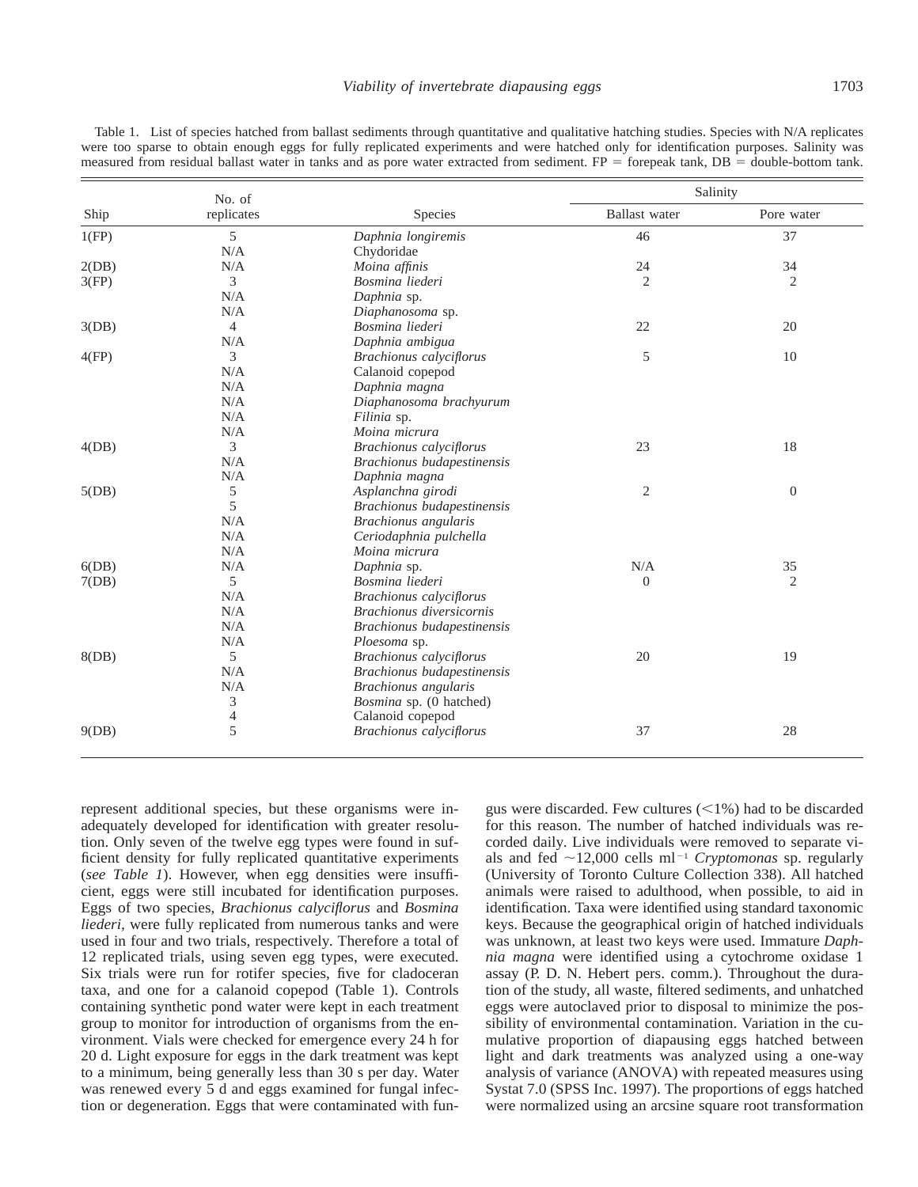Table 1. List of species hatched from ballast sediments through quantitative and qualitative hatching studies. Species with N/A replicates were too sparse to obtain enough eggs for fully replicated experiments and were hatched only for identification purposes. Salinity was measured from residual ballast water in tanks and as pore water extracted from sediment. FP = forepeak tank, DB = double-bottom tank.

| Ship | No. of replicates | Species | Salinity | |
|---|---|---|---|---|
| | | | Ballast water | Pore water |
| 1(FP) | 5 | *Daphnia longiremis* | 46 | 37 |
| | N/A | Chydoridae | | |
| 2(DB) | N/A | *Moina affinis* | 24 | 34 |
| 3(FP) | 3 | *Bosmina liederi* | 2 | 2 |
| | N/A | *Daphnia* sp. | | |
| | N/A | *Diaphanosoma* sp. | | |
| 3(DB) | 4 | *Bosmina liederi* | 22 | 20 |
| | N/A | *Daphnia ambigua* | | |
| 4(FP) | 3 | *Brachionus calyciflorus* | 5 | 10 |
| | N/A | Calanoid copepod | | |
| | N/A | *Daphnia magna* | | |
| | N/A | *Diaphanosoma brachyurum* | | |
| | N/A | *Filinia* sp. | | |
| | N/A | *Moina micrura* | | |
| 4(DB) | 3 | *Brachionus calyciflorus* | 23 | 18 |
| | N/A | *Brachionus budapestinensis* | | |
| | N/A | *Daphnia magna* | | |
| 5(DB) | 5 | *Asplanchna girodi* | 2 | 0 |
| | 5 | *Brachionus budapestinensis* | | |
| | N/A | *Brachionus angularis* | | |
| | N/A | *Ceriodaphnia pulchella* | | |
| | N/A | *Moina micrura* | | |
| 6(DB) | N/A | *Daphnia* sp. | N/A | 35 |
| 7(DB) | 5 | *Bosmina liederi* | 0 | 2 |
| | N/A | *Brachionus calyciflorus* | | |
| | N/A | *Brachionus diversicornis* | | |
| | N/A | *Brachionus budapestinensis* | | |
| | N/A | *Ploesoma* sp. | | |
| 8(DB) | 5 | *Brachionus calyciflorus* | 20 | 19 |
| | N/A | *Brachionus budapestinensis* | | |
| | N/A | *Brachionus angularis* | | |
| | 3 | *Bosmina* sp. (0 hatched) | | |
| | 4 | Calanoid copepod | | |
| 9(DB) | 5 | *Brachionus calyciflorus* | 37 | 28 |

represent additional species, but these organisms were inadequately developed for identification with greater resolution. Only seven of the twelve egg types were found in sufficient density for fully replicated quantitative experiments (*see Table 1*). However, when egg densities were insufficient, eggs were still incubated for identification purposes. Eggs of two species, *Brachionus calyciflorus* and *Bosmina liederi*, were fully replicated from numerous tanks and were used in four and two trials, respectively. Therefore a total of 12 replicated trials, using seven egg types, were executed. Six trials were run for rotifer species, five for cladoceran taxa, and one for a calanoid copepod (Table 1). Controls containing synthetic pond water were kept in each treatment group to monitor for introduction of organisms from the environment. Vials were checked for emergence every 24 h for 20 d. Light exposure for eggs in the dark treatment was kept to a minimum, being generally less than 30 s per day. Water was renewed every 5 d and eggs examined for fungal infection or degeneration. Eggs that were contaminated with fungus were discarded. Few cultures (<1%) had to be discarded for this reason. The number of hatched individuals was recorded daily. Live individuals were removed to separate vials and fed ~12,000 cells $ml^{-1}$ *Cryptomonas* sp. regularly (University of Toronto Culture Collection 338). All hatched animals were raised to adulthood, when possible, to aid in identification. Taxa were identified using standard taxonomic keys. Because the geographical origin of hatched individuals was unknown, at least two keys were used. Immature *Daphnia magna* were identified using a cytochrome oxidase 1 assay (P. D. N. Hebert pers. comm.). Throughout the duration of the study, all waste, filtered sediments, and unhatched eggs were autoclaved prior to disposal to minimize the possibility of environmental contamination. Variation in the cumulative proportion of diapausing eggs hatched between light and dark treatments was analyzed using a one-way analysis of variance (ANOVA) with repeated measures using Systat 7.0 (SPSS Inc. 1997). The proportions of eggs hatched were normalized using an arcsine square root transformation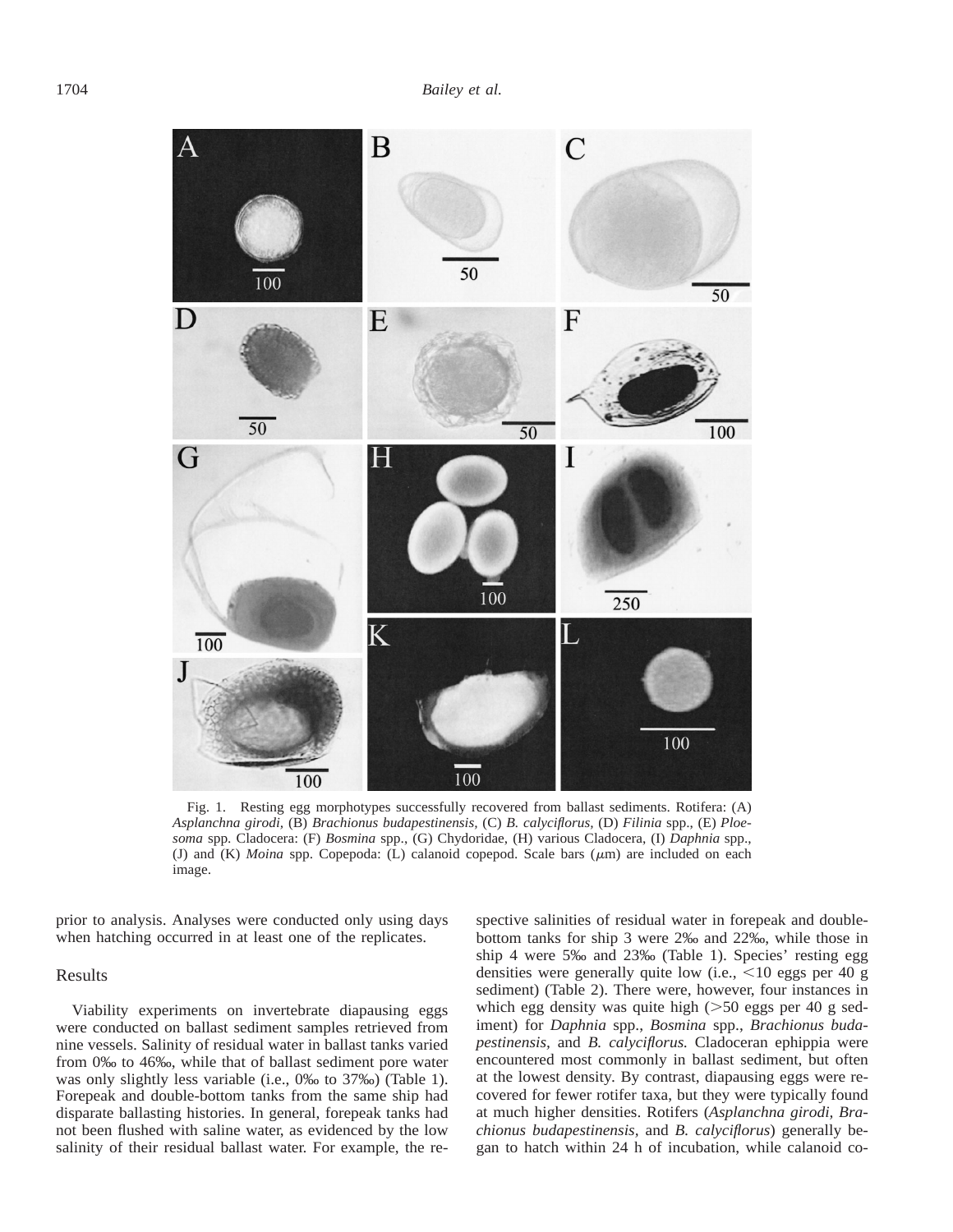Fig. 1. Resting egg morphotypes successfully recovered from ballast sediments. Rotifera: (A) *Asplanchna girodi,* (B) *Brachionus budapestinensis,* (C) *B. calyciflorus,* (D) *Filinia* spp., (E) *Ploesoma* spp. Cladocera: (F) *Bosmina* spp., (G) Chydoridae, (H) various Cladocera, (I) *Daphnia* spp., (J) and (K) *Moina* spp. Copepoda: (L) calanoid copepod. Scale bars ($\mu$m) are included on each image.

prior to analysis. Analyses were conducted only using days when hatching occurred in at least one of the replicates.

## Results

Viability experiments on invertebrate diapausing eggs were conducted on ballast sediment samples retrieved from nine vessels. Salinity of residual water in ballast tanks varied from 0‰ to 46‰, while that of ballast sediment pore water was only slightly less variable (i.e., 0‰ to 37‰) (Table 1). Forepeak and double-bottom tanks from the same ship had disparate ballasting histories. In general, forepeak tanks had not been flushed with saline water, as evidenced by the low salinity of their residual ballast water. For example, the respective salinities of residual water in forepeak and double-bottom tanks for ship 3 were 2‰ and 22‰, while those in ship 4 were 5‰ and 23‰ (Table 1). Species' resting egg densities were generally quite low (i.e., <10 eggs per 40 g sediment) (Table 2). There were, however, four instances in which egg density was quite high (>50 eggs per 40 g sediment) for *Daphnia* spp., *Bosmina* spp., *Brachionus budapestinensis,* and *B. calyciflorus.* Cladoceran ephippia were encountered most commonly in ballast sediment, but often at the lowest density. By contrast, diapausing eggs were recovered for fewer rotifer taxa, but they were typically found at much higher densities. Rotifers (*Asplanchna girodi, Brachionus budapestinensis,* and *B. calyciflorus*) generally began to hatch within 24 h of incubation, while calanoid co-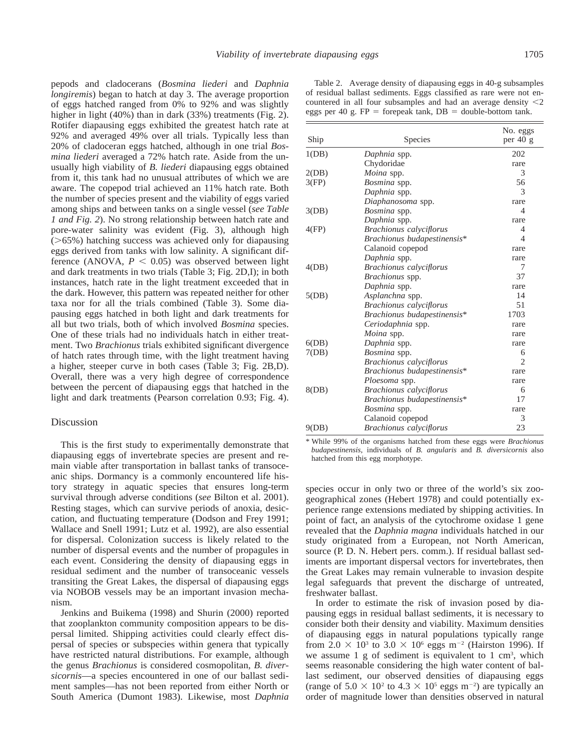pepods and cladocerans (*Bosmina liederi* and *Daphnia longiremis*) began to hatch at day 3. The average proportion of eggs hatched ranged from 0% to 92% and was slightly higher in light (40%) than in dark (33%) treatments (Fig. 2). Rotifer diapausing eggs exhibited the greatest hatch rate at 92% and averaged 49% over all trials. Typically less than 20% of cladoceran eggs hatched, although in one trial *Bosmina liederi* averaged a 72% hatch rate. Aside from the unusually high viability of *B. liederi* diapausing eggs obtained from it, this tank had no unusual attributes of which we are aware. The copepod trial achieved an 11% hatch rate. Both the number of species present and the viability of eggs varied among ships and between tanks on a single vessel (*see Table 1 and Fig. 2*). No strong relationship between hatch rate and pore-water salinity was evident (Fig. 3), although high (>65%) hatching success was achieved only for diapausing eggs derived from tanks with low salinity. A significant difference (ANOVA, $P < 0.05$) was observed between light and dark treatments in two trials (Table 3; Fig. 2D,I); in both instances, hatch rate in the light treatment exceeded that in the dark. However, this pattern was repeated neither for other taxa nor for all the trials combined (Table 3). Some diapausing eggs hatched in both light and dark treatments for all but two trials, both of which involved *Bosmina* species. One of these trials had no individuals hatch in either treatment. Two *Brachionus* trials exhibited significant divergence of hatch rates through time, with the light treatment having a higher, steeper curve in both cases (Table 3; Fig. 2B,D). Overall, there was a very high degree of correspondence between the percent of diapausing eggs that hatched in the light and dark treatments (Pearson correlation 0.93; Fig. 4).

## Discussion

This is the first study to experimentally demonstrate that diapausing eggs of invertebrate species are present and remain viable after transportation in ballast tanks of transoceanic ships. Dormancy is a commonly encountered life history strategy in aquatic species that ensures long-term survival through adverse conditions (*see* Bilton et al. 2001). Resting stages, which can survive periods of anoxia, desiccation, and fluctuating temperature (Dodson and Frey 1991; Wallace and Snell 1991; Lutz et al. 1992), are also essential for dispersal. Colonization success is likely related to the number of dispersal events and the number of propagules in each event. Considering the density of diapausing eggs in residual sediment and the number of transoceanic vessels transiting the Great Lakes, the dispersal of diapausing eggs via NOBOB vessels may be an important invasion mechanism.

Jenkins and Buikema (1998) and Shurin (2000) reported that zooplankton community composition appears to be dispersal limited. Shipping activities could clearly effect dispersal of species or subspecies within genera that typically have restricted natural distributions. For example, although the genus *Brachionus* is considered cosmopolitan, *B. diversicornis*—a species encountered in one of our ballast sediment samples—has not been reported from either North or South America (Dumont 1983). Likewise, most *Daphnia* species occur in only two or three of the world's six zoogeographical zones (Hebert 1978) and could potentially experience range extensions mediated by shipping activities. In point of fact, an analysis of the cytochrome oxidase 1 gene revealed that the *Daphnia magna* individuals hatched in our study originated from a European, not North American, source (P. D. N. Hebert pers. comm.). If residual ballast sediments are important dispersal vectors for invertebrates, then the Great Lakes may remain vulnerable to invasion despite legal safeguards that prevent the discharge of untreated, freshwater ballast.

In order to estimate the risk of invasion posed by diapausing eggs in residual ballast sediments, it is necessary to consider both their density and viability. Maximum densities of diapausing eggs in natural populations typically range from $2.0 \times 10^3$ to $3.0 \times 10^6$ eggs $m^{-2}$ (Hairston 1996). If we assume 1 g of sediment is equivalent to 1 $cm^3$, which seems reasonable considering the high water content of ballast sediment, our observed densities of diapausing eggs (range of $5.0 \times 10^2$ to $4.3 \times 10^5$ eggs $m^{-2}$) are typically an order of magnitude lower than densities observed in natural

Table 2. Average density of diapausing eggs in 40-g subsamples of residual ballast sediments. Eggs classified as rare were not encountered in all four subsamples and had an average density <2 eggs per 40 g. FP = forepeak tank, DB = double-bottom tank.

| Ship | Species | No. eggs per 40 g |
|---|---|---|
| 1(DB) | *Daphnia* spp. | 202 |
| | Chydoridae | rare |
| 2(DB) | *Moina* spp. | 3 |
| 3(FP) | *Bosmina* spp. | 56 |
| | *Daphnia* spp. | 3 |
| | *Diaphanosoma* spp. | rare |
| 3(DB) | *Bosmina* spp. | 4 |
| | *Daphnia* spp. | rare |
| 4(FP) | *Brachionus calyciflorus* | 4 |
| | *Brachionus budapestinensis** | 4 |
| | Calanoid copepod | rare |
| | *Daphnia* spp. | rare |
| 4(DB) | *Brachionus calyciflorus* | 7 |
| | *Brachionus* spp. | 37 |
| | *Daphnia* spp. | rare |
| 5(DB) | *Asplanchna* spp. | 14 |
| | *Brachionus calyciflorus* | 51 |
| | *Brachionus budapestinensis** | 1703 |
| | *Ceriodaphnia* spp. | rare |
| | *Moina* spp. | rare |
| 6(DB) | *Daphnia* spp. | rare |
| 7(DB) | *Bosmina* spp. | 6 |
| | *Brachionus calyciflorus* | 2 |
| | *Brachionus budapestinensis** | rare |
| | *Ploesoma* spp. | rare |
| 8(DB) | *Brachionus calyciflorus* | 6 |
| | *Brachionus budapestinensis** | 17 |
| | *Bosmina* spp. | rare |
| | Calanoid copepod | 3 |
| 9(DB) | *Brachionus calyciflorus* | 23 |

* While 99% of the organisms hatched from these eggs were *Brachionus budapestinensis*, individuals of *B. angularis* and *B. diversicornis* also hatched from this egg morphotype.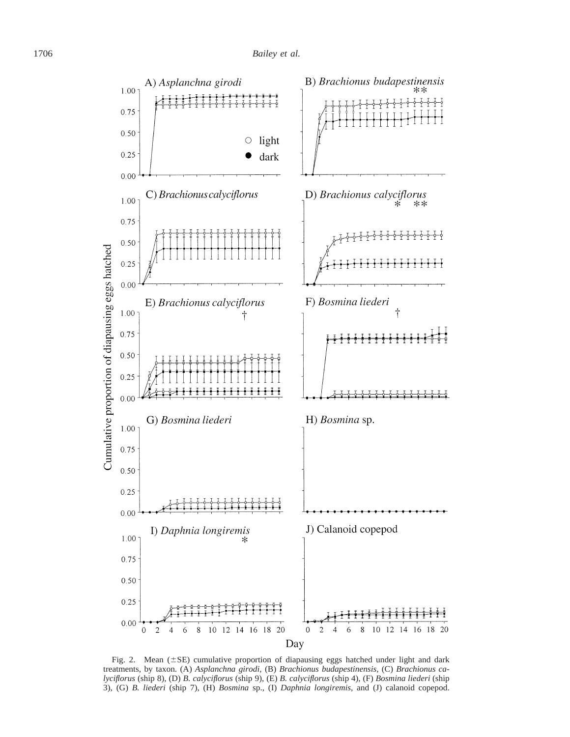Fig. 2. Mean (±SE) cumulative proportion of diapausing eggs hatched under light and dark treatments, by taxon. (A) *Asplanchna girodi*, (B) *Brachionus budapestinensis*, (C) *Brachionus calyciflorus* (ship 8), (D) *B. calyciflorus* (ship 9), (E) *B. calyciflorus* (ship 4), (F) *Bosmina liederi* (ship 3), (G) *B. liederi* (ship 7), (H) *Bosmina* sp., (I) *Daphnia longiremis*, and (J) calanoid copepod.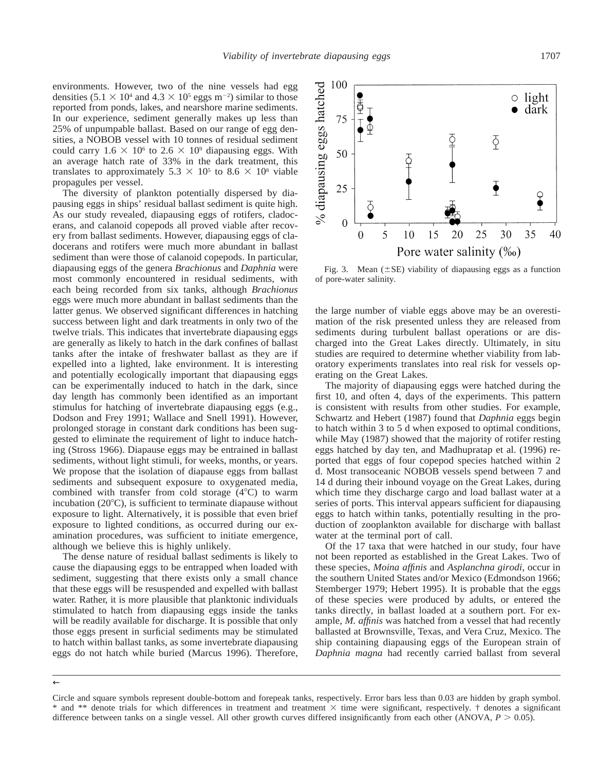environments. However, two of the nine vessels had egg densities ($5.1 \times 10^4$ and $4.3 \times 10^5$ eggs $m^{-2}$) similar to those reported from ponds, lakes, and nearshore marine sediments. In our experience, sediment generally makes up less than 25% of unpumpable ballast. Based on our range of egg densities, a NOBOB vessel with 10 tonnes of residual sediment could carry $1.6 \times 10^6$ to $2.6 \times 10^9$ diapausing eggs. With an average hatch rate of 33% in the dark treatment, this translates to approximately $5.3 \times 10^5$ to $8.6 \times 10^8$ viable propagules per vessel.

The diversity of plankton potentially dispersed by diapausing eggs in ships' residual ballast sediment is quite high. As our study revealed, diapausing eggs of rotifers, cladocerans, and calanoid copepods all proved viable after recovery from ballast sediments. However, diapausing eggs of cladocerans and rotifers were much more abundant in ballast sediment than were those of calanoid copepods. In particular, diapausing eggs of the genera *Brachionus* and *Daphnia* were most commonly encountered in residual sediments, with each being recorded from six tanks, although *Brachionus* eggs were much more abundant in ballast sediments than the latter genus. We observed significant differences in hatching success between light and dark treatments in only two of the twelve trials. This indicates that invertebrate diapausing eggs are generally as likely to hatch in the dark confines of ballast tanks after the intake of freshwater ballast as they are if expelled into a lighted, lake environment. It is interesting and potentially ecologically important that diapausing eggs can be experimentally induced to hatch in the dark, since day length has commonly been identified as an important stimulus for hatching of invertebrate diapausing eggs (e.g., Dodson and Frey 1991; Wallace and Snell 1991). However, prolonged storage in constant dark conditions has been suggested to eliminate the requirement of light to induce hatching (Stross 1966). Diapause eggs may be entrained in ballast sediments, without light stimuli, for weeks, months, or years. We propose that the isolation of diapause eggs from ballast sediments and subsequent exposure to oxygenated media, combined with transfer from cold storage (4°C) to warm incubation (20°C), is sufficient to terminate diapause without exposure to light. Alternatively, it is possible that even brief exposure to lighted conditions, as occurred during our examination procedures, was sufficient to initiate emergence, although we believe this is highly unlikely.

The dense nature of residual ballast sediments is likely to cause the diapausing eggs to be entrapped when loaded with sediment, suggesting that there exists only a small chance that these eggs will be resuspended and expelled with ballast water. Rather, it is more plausible that planktonic individuals stimulated to hatch from diapausing eggs inside the tanks will be readily available for discharge. It is possible that only those eggs present in surficial sediments may be stimulated to hatch within ballast tanks, as some invertebrate diapausing eggs do not hatch while buried (Marcus 1996). Therefore, the large number of viable eggs above may be an overestimation of the risk presented unless they are released from sediments during turbulent ballast operations or are discharged into the Great Lakes directly. Ultimately, in situ studies are required to determine whether viability from laboratory experiments translates into real risk for vessels operating on the Great Lakes.

% diapausing eggs hatched
100
75
50
25
0
0 5 10 15 20 25 30 35 40
Pore water salinity (‰)
○ light
● dark

Fig. 3. Mean (±SE) viability of diapausing eggs as a function of pore-water salinity.

The majority of diapausing eggs were hatched during the first 10, and often 4, days of the experiments. This pattern is consistent with results from other studies. For example, Schwartz and Hebert (1987) found that *Daphnia* eggs begin to hatch within 3 to 5 d when exposed to optimal conditions, while May (1987) showed that the majority of rotifer resting eggs hatched by day ten, and Madhupratap et al. (1996) reported that eggs of four copepod species hatched within 2 d. Most transoceanic NOBOB vessels spend between 7 and 14 d during their inbound voyage on the Great Lakes, during which time they discharge cargo and load ballast water at a series of ports. This interval appears sufficient for diapausing eggs to hatch within tanks, potentially resulting in the production of zooplankton available for discharge with ballast water at the terminal port of call.

Of the 17 taxa that were hatched in our study, four have not been reported as established in the Great Lakes. Two of these species, *Moina affinis* and *Asplanchna girodi*, occur in the southern United States and/or Mexico (Edmondson 1966; Stemberger 1979; Hebert 1995). It is probable that the eggs of these species were produced by adults, or entered the tanks directly, in ballast loaded at a southern port. For example, *M. affinis* was hatched from a vessel that had recently ballasted at Brownsville, Texas, and Vera Cruz, Mexico. The ship containing diapausing eggs of the European strain of *Daphnia magna* had recently carried ballast from several

←

Circle and square symbols represent double-bottom and forepeak tanks, respectively. Error bars less than 0.03 are hidden by graph symbol. * and ** denote trials for which differences in treatment and treatment × time were significant, respectively. † denotes a significant difference between tanks on a single vessel. All other growth curves differed insignificantly from each other (ANOVA, $P > 0.05$).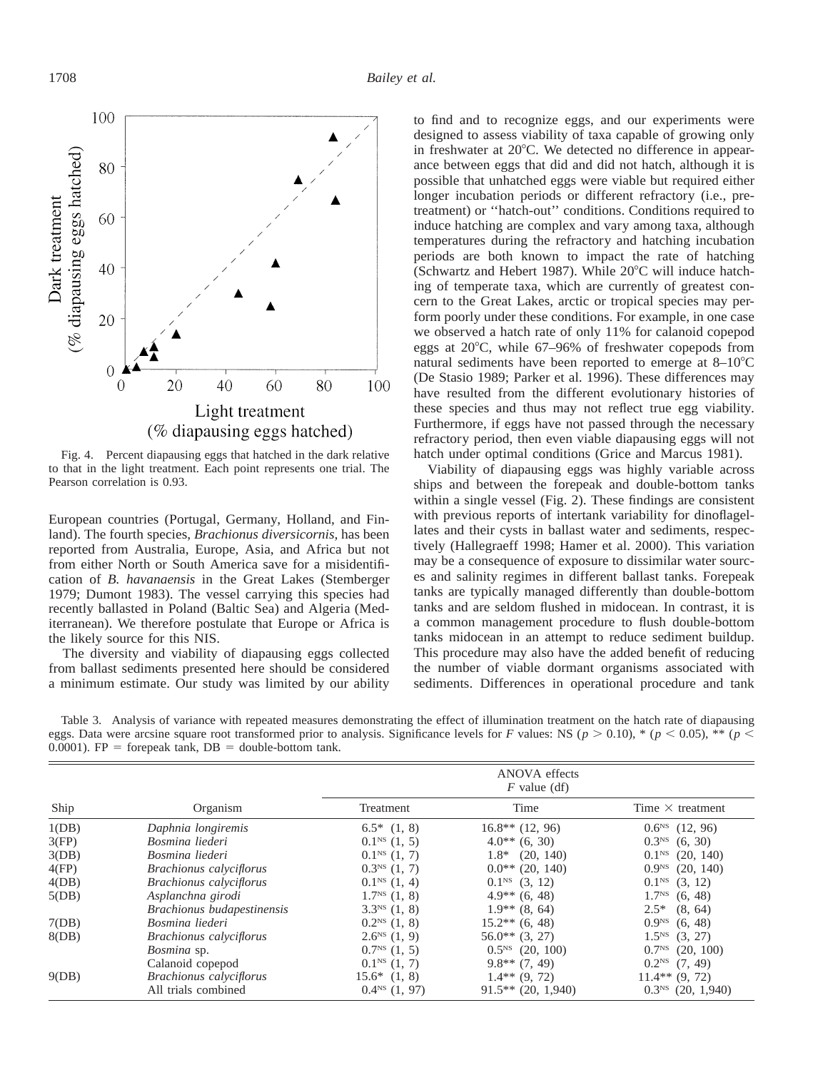Fig. 4. Percent diapausing eggs that hatched in the dark relative to that in the light treatment. Each point represents one trial. The Pearson correlation is 0.93.

European countries (Portugal, Germany, Holland, and Finland). The fourth species, *Brachionus diversicornis,* has been reported from Australia, Europe, Asia, and Africa but not from either North or South America save for a misidentification of *B. havanaensis* in the Great Lakes (Stemberger 1979; Dumont 1983). The vessel carrying this species had recently ballasted in Poland (Baltic Sea) and Algeria (Mediterranean). We therefore postulate that Europe or Africa is the likely source for this NIS.

The diversity and viability of diapausing eggs collected from ballast sediments presented here should be considered a minimum estimate. Our study was limited by our ability to find and to recognize eggs, and our experiments were designed to assess viability of taxa capable of growing only in freshwater at 20°C. We detected no difference in appearance between eggs that did and did not hatch, although it is possible that unhatched eggs were viable but required either longer incubation periods or different refractory (i.e., pretreatment) or ''hatch-out'' conditions. Conditions required to induce hatching are complex and vary among taxa, although temperatures during the refractory and hatching incubation periods are both known to impact the rate of hatching (Schwartz and Hebert 1987). While 20°C will induce hatching of temperate taxa, which are currently of greatest concern to the Great Lakes, arctic or tropical species may perform poorly under these conditions. For example, in one case we observed a hatch rate of only 11% for calanoid copepod eggs at 20°C, while 67–96% of freshwater copepods from natural sediments have been reported to emerge at 8–10°C (De Stasio 1989; Parker et al. 1996). These differences may have resulted from the different evolutionary histories of these species and thus may not reflect true egg viability. Furthermore, if eggs have not passed through the necessary refractory period, then even viable diapausing eggs will not hatch under optimal conditions (Grice and Marcus 1981).

Viability of diapausing eggs was highly variable across ships and between the forepeak and double-bottom tanks within a single vessel (Fig. 2). These findings are consistent with previous reports of intertank variability for dinoflagellates and their cysts in ballast water and sediments, respectively (Hallegraeff 1998; Hamer et al. 2000). This variation may be a consequence of exposure to dissimilar water sources and salinity regimes in different ballast tanks. Forepeak tanks are typically managed differently than double-bottom tanks and are seldom flushed in midocean. In contrast, it is a common management procedure to flush double-bottom tanks midocean in an attempt to reduce sediment buildup. This procedure may also have the added benefit of reducing the number of viable dormant organisms associated with sediments. Differences in operational procedure and tank

Table 3. Analysis of variance with repeated measures demonstrating the effect of illumination treatment on the hatch rate of diapausing eggs. Data were arcsine square root transformed prior to analysis. Significance levels for $F$ values: NS ($p > 0.10$), * ($p < 0.05$), ** ($p < 0.0001$). FP = forepeak tank, DB = double-bottom tank.

| Ship | Organism | ANOVA effects $F$ value (df) | | |
|---|---|---|---|---|
| | | Treatment | Time | Time × treatment |
| 1(DB) | *Daphnia longiremis* | 6.5* (1, 8) | 16.8** (12, 96) | 0.6$^{NS}$ (12, 96) |
| 3(FP) | *Bosmina liederi* | 0.1$^{NS}$ (1, 5) | 4.0** (6, 30) | 0.3$^{NS}$ (6, 30) |
| 3(DB) | *Bosmina liederi* | 0.1$^{NS}$ (1, 7) | 1.8* (20, 140) | 0.1$^{NS}$ (20, 140) |
| 4(FP) | *Brachionus calyciflorus* | 0.3$^{NS}$ (1, 7) | 0.0** (20, 140) | 0.9$^{NS}$ (20, 140) |
| 4(DB) | *Brachionus calyciflorus* | 0.1$^{NS}$ (1, 4) | 0.1$^{NS}$ (3, 12) | 0.1$^{NS}$ (3, 12) |
| 5(DB) | *Asplanchna girodi* | 1.7$^{NS}$ (1, 8) | 4.9** (6, 48) | 1.7$^{NS}$ (6, 48) |
| | *Brachionus budapestinensis* | 3.3$^{NS}$ (1, 8) | 1.9** (8, 64) | 2.5* (8, 64) |
| 7(DB) | *Bosmina liederi* | 0.2$^{NS}$ (1, 8) | 15.2** (6, 48) | 0.9$^{NS}$ (6, 48) |
| 8(DB) | *Brachionus calyciflorus* | 2.6$^{NS}$ (1, 9) | 56.0** (3, 27) | 1.5$^{NS}$ (3, 27) |
| | *Bosmina* sp. | 0.7$^{NS}$ (1, 5) | 0.5$^{NS}$ (20, 100) | 0.7$^{NS}$ (20, 100) |
| | Calanoid copepod | 0.1$^{NS}$ (1, 7) | 9.8** (7, 49) | 0.2$^{NS}$ (7, 49) |
| 9(DB) | *Brachionus calyciflorus* | 15.6* (1, 8) | 1.4** (9, 72) | 11.4** (9, 72) |
| | All trials combined | 0.4$^{NS}$ (1, 97) | 91.5** (20, 1,940) | 0.3$^{NS}$ (20, 1,940) |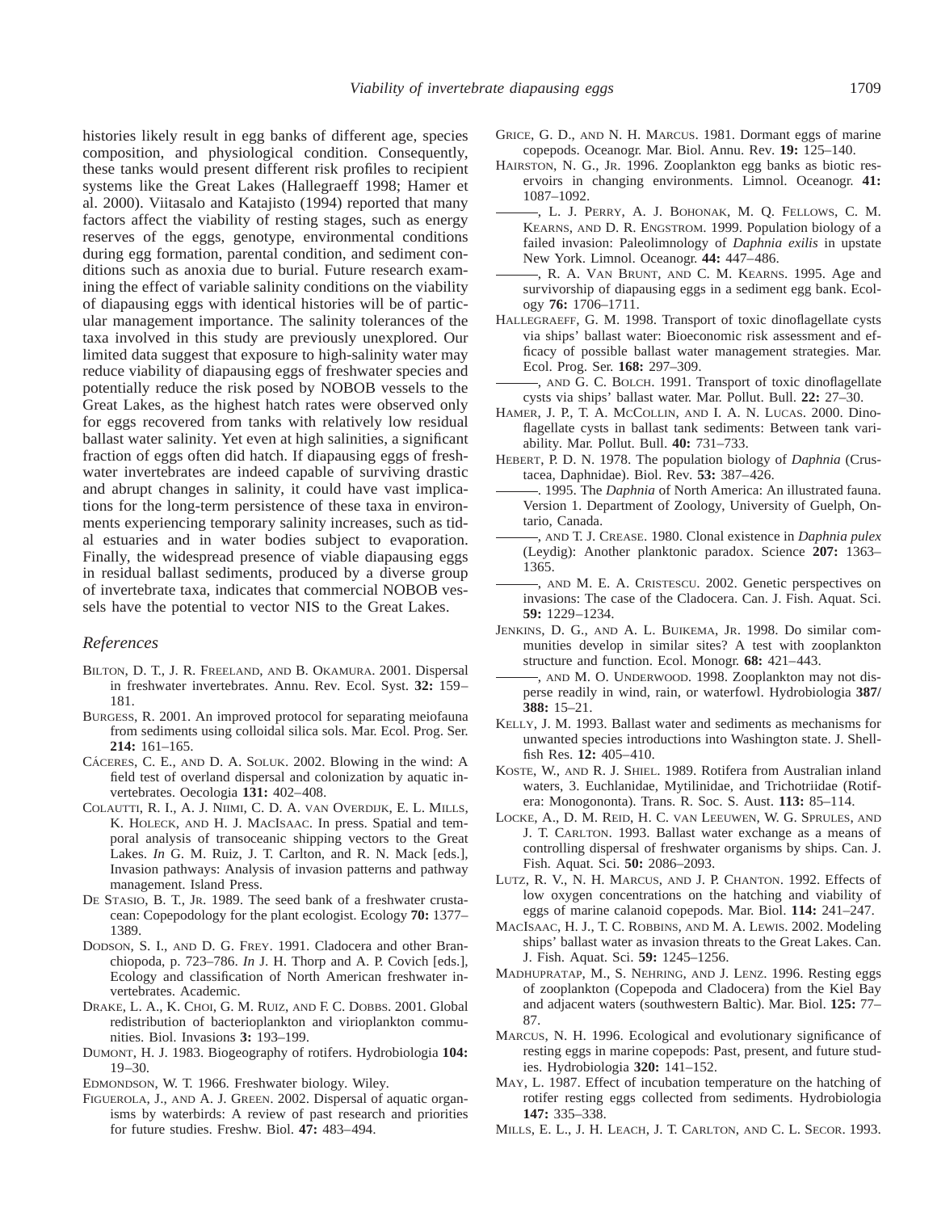histories likely result in egg banks of different age, species composition, and physiological condition. Consequently, these tanks would present different risk profiles to recipient systems like the Great Lakes (Hallegraeff 1998; Hamer et al. 2000). Viitasalo and Katajisto (1994) reported that many factors affect the viability of resting stages, such as energy reserves of the eggs, genotype, environmental conditions during egg formation, parental condition, and sediment conditions such as anoxia due to burial. Future research examining the effect of variable salinity conditions on the viability of diapausing eggs with identical histories will be of particular management importance. The salinity tolerances of the taxa involved in this study are previously unexplored. Our limited data suggest that exposure to high-salinity water may reduce viability of diapausing eggs of freshwater species and potentially reduce the risk posed by NOBOB vessels to the Great Lakes, as the highest hatch rates were observed only for eggs recovered from tanks with relatively low residual ballast water salinity. Yet even at high salinities, a significant fraction of eggs often did hatch. If diapausing eggs of freshwater invertebrates are indeed capable of surviving drastic and abrupt changes in salinity, it could have vast implications for the long-term persistence of these taxa in environments experiencing temporary salinity increases, such as tidal estuaries and in water bodies subject to evaporation. Finally, the widespread presence of viable diapausing eggs in residual ballast sediments, produced by a diverse group of invertebrate taxa, indicates that commercial NOBOB vessels have the potential to vector NIS to the Great Lakes.

## *References*

BILTON, D. T., J. R. FREELAND, AND B. OKAMURA. 2001. Dispersal in freshwater invertebrates. Annu. Rev. Ecol. Syst. **32:** 159–181.

BURGESS, R. 2001. An improved protocol for separating meiofauna from sediments using colloidal silica sols. Mar. Ecol. Prog. Ser. **214:** 161–165.

CÁCERES, C. E., AND D. A. SOLUK. 2002. Blowing in the wind: A field test of overland dispersal and colonization by aquatic invertebrates. Oecologia **131:** 402–408.

COLAUTTI, R. I., A. J. NIIMI, C. D. A. VAN OVERDIJK, E. L. MILLS, K. HOLECK, AND H. J. MACISAAC. In press. Spatial and temporal analysis of transoceanic shipping vectors to the Great Lakes. *In* G. M. Ruiz, J. T. Carlton, and R. N. Mack [eds.], Invasion pathways: Analysis of invasion patterns and pathway management. Island Press.

DE STASIO, B. T., JR. 1989. The seed bank of a freshwater crustacean: Copepodology for the plant ecologist. Ecology **70:** 1377–1389.

DODSON, S. I., AND D. G. FREY. 1991. Cladocera and other Branchiopoda, p. 723–786. *In* J. H. Thorp and A. P. Covich [eds.], Ecology and classification of North American freshwater invertebrates. Academic.

DRAKE, L. A., K. CHOI, G. M. RUIZ, AND F. C. DOBBS. 2001. Global redistribution of bacterioplankton and virioplankton communities. Biol. Invasions **3:** 193–199.

DUMONT, H. J. 1983. Biogeography of rotifers. Hydrobiologia **104:** 19–30.

EDMONDSON, W. T. 1966. Freshwater biology. Wiley.

FIGUEROLA, J., AND A. J. GREEN. 2002. Dispersal of aquatic organisms by waterbirds: A review of past research and priorities for future studies. Freshw. Biol. **47:** 483–494.

GRICE, G. D., AND N. H. MARCUS. 1981. Dormant eggs of marine copepods. Oceanogr. Mar. Biol. Annu. Rev. **19:** 125–140.

HAIRSTON, N. G., JR. 1996. Zooplankton egg banks as biotic reservoirs in changing environments. Limnol. Oceanogr. **41:** 1087–1092.

———, L. J. PERRY, A. J. BOHONAK, M. Q. FELLOWS, C. M. KEARNS, AND D. R. ENGSTROM. 1999. Population biology of a failed invasion: Paleolimnology of *Daphnia exilis* in upstate New York. Limnol. Oceanogr. **44:** 447–486.

———, R. A. VAN BRUNT, AND C. M. KEARNS. 1995. Age and survivorship of diapausing eggs in a sediment egg bank. Ecology **76:** 1706–1711.

HALLEGRAEFF, G. M. 1998. Transport of toxic dinoflagellate cysts via ships' ballast water: Bioeconomic risk assessment and efficacy of possible ballast water management strategies. Mar. Ecol. Prog. Ser. **168:** 297–309.

———, AND G. C. BOLCH. 1991. Transport of toxic dinoflagellate cysts via ships' ballast water. Mar. Pollut. Bull. **22:** 27–30.

HAMER, J. P., T. A. MCCOLLIN, AND I. A. N. LUCAS. 2000. Dinoflagellate cysts in ballast tank sediments: Between tank variability. Mar. Pollut. Bull. **40:** 731–733.

HEBERT, P. D. N. 1978. The population biology of *Daphnia* (Crustacea, Daphnidae). Biol. Rev. **53:** 387–426.

———. 1995. The *Daphnia* of North America: An illustrated fauna. Version 1. Department of Zoology, University of Guelph, Ontario, Canada.

———, AND T. J. CREASE. 1980. Clonal existence in *Daphnia pulex* (Leydig): Another planktonic paradox. Science **207:** 1363–1365.

———, AND M. E. A. CRISTESCU. 2002. Genetic perspectives on invasions: The case of the Cladocera. Can. J. Fish. Aquat. Sci. **59:** 1229–1234.

JENKINS, D. G., AND A. L. BUIKEMA, JR. 1998. Do similar communities develop in similar sites? A test with zooplankton structure and function. Ecol. Monogr. **68:** 421–443.

———, AND M. O. UNDERWOOD. 1998. Zooplankton may not disperse readily in wind, rain, or waterfowl. Hydrobiologia **387/388:** 15–21.

KELLY, J. M. 1993. Ballast water and sediments as mechanisms for unwanted species introductions into Washington state. J. Shellfish Res. **12:** 405–410.

KOSTE, W., AND R. J. SHIEL. 1989. Rotifera from Australian inland waters, 3. Euchlanidae, Mytilinidae, and Trichotriidae (Rotifera: Monogononta). Trans. R. Soc. S. Aust. **113:** 85–114.

LOCKE, A., D. M. REID, H. C. VAN LEEUWEN, W. G. SPRULES, AND J. T. CARLTON. 1993. Ballast water exchange as a means of controlling dispersal of freshwater organisms by ships. Can. J. Fish. Aquat. Sci. **50:** 2086–2093.

LUTZ, R. V., N. H. MARCUS, AND J. P. CHANTON. 1992. Effects of low oxygen concentrations on the hatching and viability of eggs of marine calanoid copepods. Mar. Biol. **114:** 241–247.

MACISAAC, H. J., T. C. ROBBINS, AND M. A. LEWIS. 2002. Modeling ships' ballast water as invasion threats to the Great Lakes. Can. J. Fish. Aquat. Sci. **59:** 1245–1256.

MADHUPRATAP, M., S. NEHRING, AND J. LENZ. 1996. Resting eggs of zooplankton (Copepoda and Cladocera) from the Kiel Bay and adjacent waters (southwestern Baltic). Mar. Biol. **125:** 77–87.

MARCUS, N. H. 1996. Ecological and evolutionary significance of resting eggs in marine copepods: Past, present, and future studies. Hydrobiologia **320:** 141–152.

MAY, L. 1987. Effect of incubation temperature on the hatching of rotifer resting eggs collected from sediments. Hydrobiologia **147:** 335–338.

MILLS, E. L., J. H. LEACH, J. T. CARLTON, AND C. L. SECOR. 1993.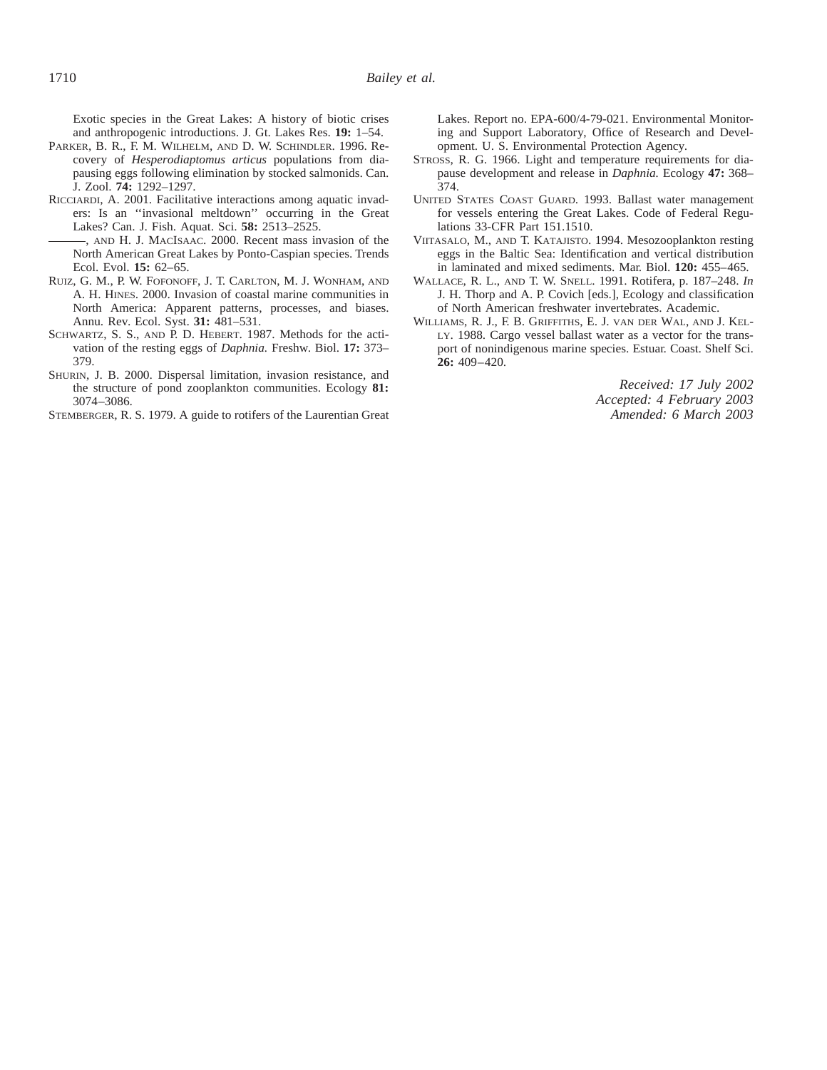Exotic species in the Great Lakes: A history of biotic crises and anthropogenic introductions. J. Gt. Lakes Res. **19:** 1–54.

PARKER, B. R., F. M. WILHELM, AND D. W. SCHINDLER. 1996. Recovery of *Hesperodiaptomus articus* populations from diapausing eggs following elimination by stocked salmonids. Can. J. Zool. **74:** 1292–1297.

RICCIARDI, A. 2001. Facilitative interactions among aquatic invaders: Is an ''invasional meltdown'' occurring in the Great Lakes? Can. J. Fish. Aquat. Sci. **58:** 2513–2525.

———, AND H. J. MACISAAC. 2000. Recent mass invasion of the North American Great Lakes by Ponto-Caspian species. Trends Ecol. Evol. **15:** 62–65.

RUIZ, G. M., P. W. FOFONOFF, J. T. CARLTON, M. J. WONHAM, AND A. H. HINES. 2000. Invasion of coastal marine communities in North America: Apparent patterns, processes, and biases. Annu. Rev. Ecol. Syst. **31:** 481–531.

SCHWARTZ, S. S., AND P. D. HEBERT. 1987. Methods for the activation of the resting eggs of *Daphnia.* Freshw. Biol. **17:** 373–379.

SHURIN, J. B. 2000. Dispersal limitation, invasion resistance, and the structure of pond zooplankton communities. Ecology **81:** 3074–3086.

STEMBERGER, R. S. 1979. A guide to rotifers of the Laurentian Great Lakes. Report no. EPA-600/4-79-021. Environmental Monitoring and Support Laboratory, Office of Research and Development. U. S. Environmental Protection Agency.

STROSS, R. G. 1966. Light and temperature requirements for diapause development and release in *Daphnia.* Ecology **47:** 368–374.

UNITED STATES COAST GUARD. 1993. Ballast water management for vessels entering the Great Lakes. Code of Federal Regulations 33-CFR Part 151.1510.

VIITASALO, M., AND T. KATAJISTO. 1994. Mesozooplankton resting eggs in the Baltic Sea: Identification and vertical distribution in laminated and mixed sediments. Mar. Biol. **120:** 455–465.

WALLACE, R. L., AND T. W. SNELL. 1991. Rotifera, p. 187–248. *In* J. H. Thorp and A. P. Covich [eds.], Ecology and classification of North American freshwater invertebrates. Academic.

WILLIAMS, R. J., F. B. GRIFFITHS, E. J. VAN DER WAL, AND J. KELLY. 1988. Cargo vessel ballast water as a vector for the transport of nonindigenous marine species. Estuar. Coast. Shelf Sci. **26:** 409–420.

*Received: 17 July 2002*
*Accepted: 4 February 2003*
*Amended: 6 March 2003*